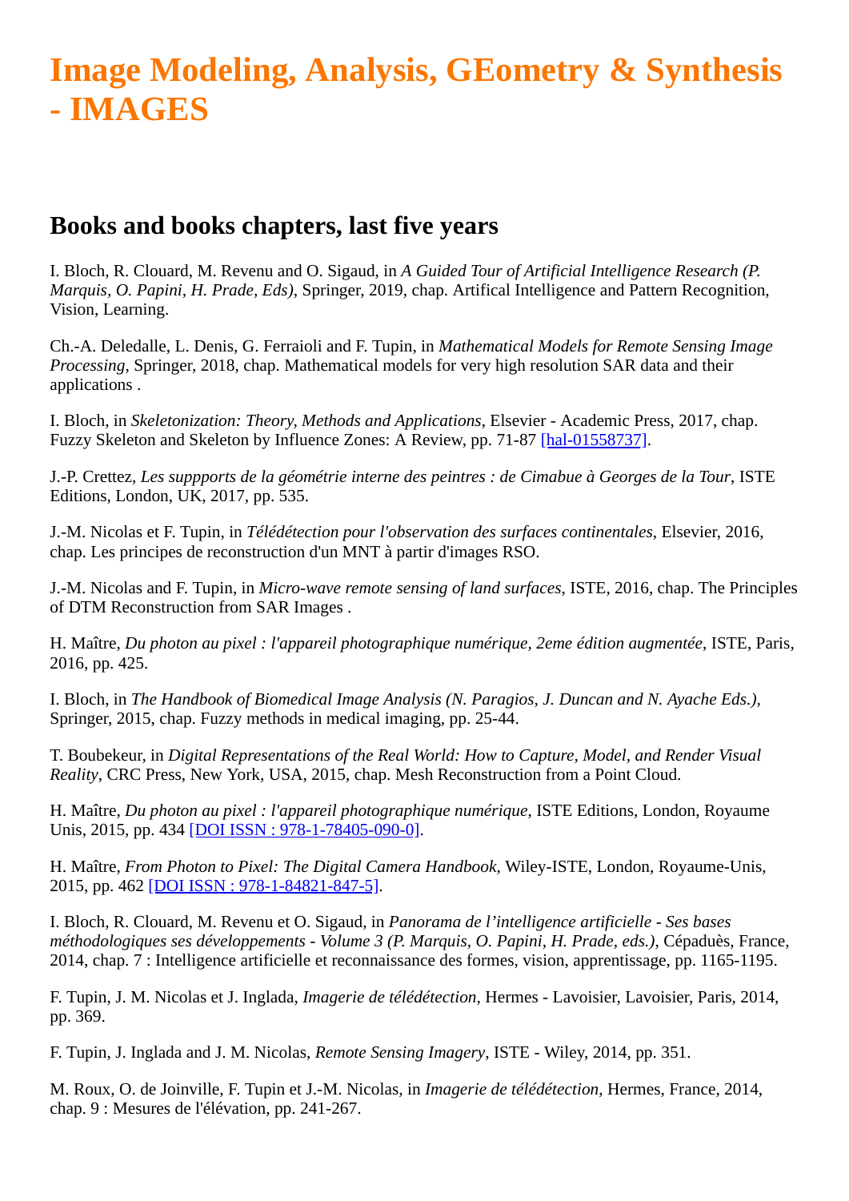# Image Modeling, Analysis, GEometry & Synthesis - IMAGES

## Books and books chapters, last five years

I. Bloch, R. Clouard, M. Revenu and O. Sigaud, in *A Guided Tour of Artificial Intelligence Research (P. Marquis, O. Papini, H. Prade, Eds)*, Springer, 2019, chap. Artifical Intelligence and Pattern Recognition, Vision, Learning.

Ch.-A. Deledalle, L. Denis, G. Ferraioli and F. Tupin, in *Mathematical Models for Remote Sensing Image Processing*, Springer, 2018, chap. Mathematical models for very high resolution SAR data and their applications .

I. Bloch, in *Skeletonization: Theory, Methods and Applications*, Elsevier - Academic Press, 2017, chap. Fuzzy Skeleton and Skeleton by Influence Zones: A Review, pp. 71-87 [hal-01558737].

J.-P. Crettez, *Les suppports de la géométrie interne des peintres : de Cimabue à Georges de la Tour*, ISTE Editions, London, UK, 2017, pp. 535.

J.-M. Nicolas et F. Tupin, in *Télédétection pour l'observation des surfaces continentales*, Elsevier, 2016, chap. Les principes de reconstruction d'un MNT à partir d'images RSO.

J.-M. Nicolas and F. Tupin, in *Micro-wave remote sensing of land surfaces*, ISTE, 2016, chap. The Principles of DTM Reconstruction from SAR Images .

H. Maître, *Du photon au pixel : l'appareil photographique numérique, 2eme édition augmentée*, ISTE, Paris, 2016, pp. 425.

I. Bloch, in *The Handbook of Biomedical Image Analysis (N. Paragios, J. Duncan and N. Ayache Eds.)*, Springer, 2015, chap. Fuzzy methods in medical imaging, pp. 25-44.

T. Boubekeur, in *Digital Representations of the Real World: How to Capture, Model, and Render Visual Reality*, CRC Press, New York, USA, 2015, chap. Mesh Reconstruction from a Point Cloud.

H. Maître, *Du photon au pixel : l'appareil photographique numérique*, ISTE Editions, London, Royaume Unis, 2015, pp. 434 [DOI ISSN : 978-1-78405-090-0].

H. Maître, *From Photon to Pixel: The Digital Camera Handbook*, Wiley-ISTE, London, Royaume-Unis, 2015, pp. 462 [DOI ISSN : 978-1-84821-847-5].

I. Bloch, R. Clouard, M. Revenu et O. Sigaud, in *Panorama de l'intelligence artificielle - Ses bases méthodologiques ses développements - Volume 3 (P. Marquis, O. Papini, H. Prade, eds.)*, Cépaduès, France, 2014, chap. 7 : Intelligence artificielle et reconnaissance des formes, vision, apprentissage, pp. 1165-1195.

F. Tupin, J. M. Nicolas et J. Inglada, *Imagerie de télédétection*, Hermes - Lavoisier, Lavoisier, Paris, 2014, pp. 369.

F. Tupin, J. Inglada and J. M. Nicolas, *Remote Sensing Imagery*, ISTE - Wiley, 2014, pp. 351.

M. Roux, O. de Joinville, F. Tupin et J.-M. Nicolas, in *Imagerie de télédétection*, Hermes, France, 2014, chap. 9 : Mesures de l'élévation, pp. 241-267.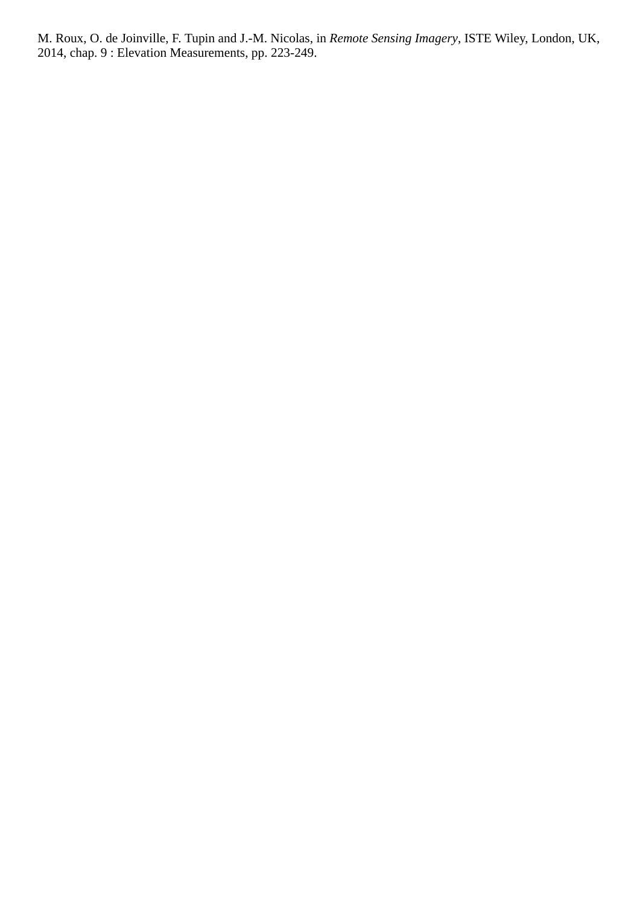M. Roux, O. de Joinville, F. Tupin and J.-M. Nicolas, in *Remote Sensing Imagery*, ISTE Wiley, London, UK, 2014, chap. 9 : Elevation Measurements, pp. 223-249.